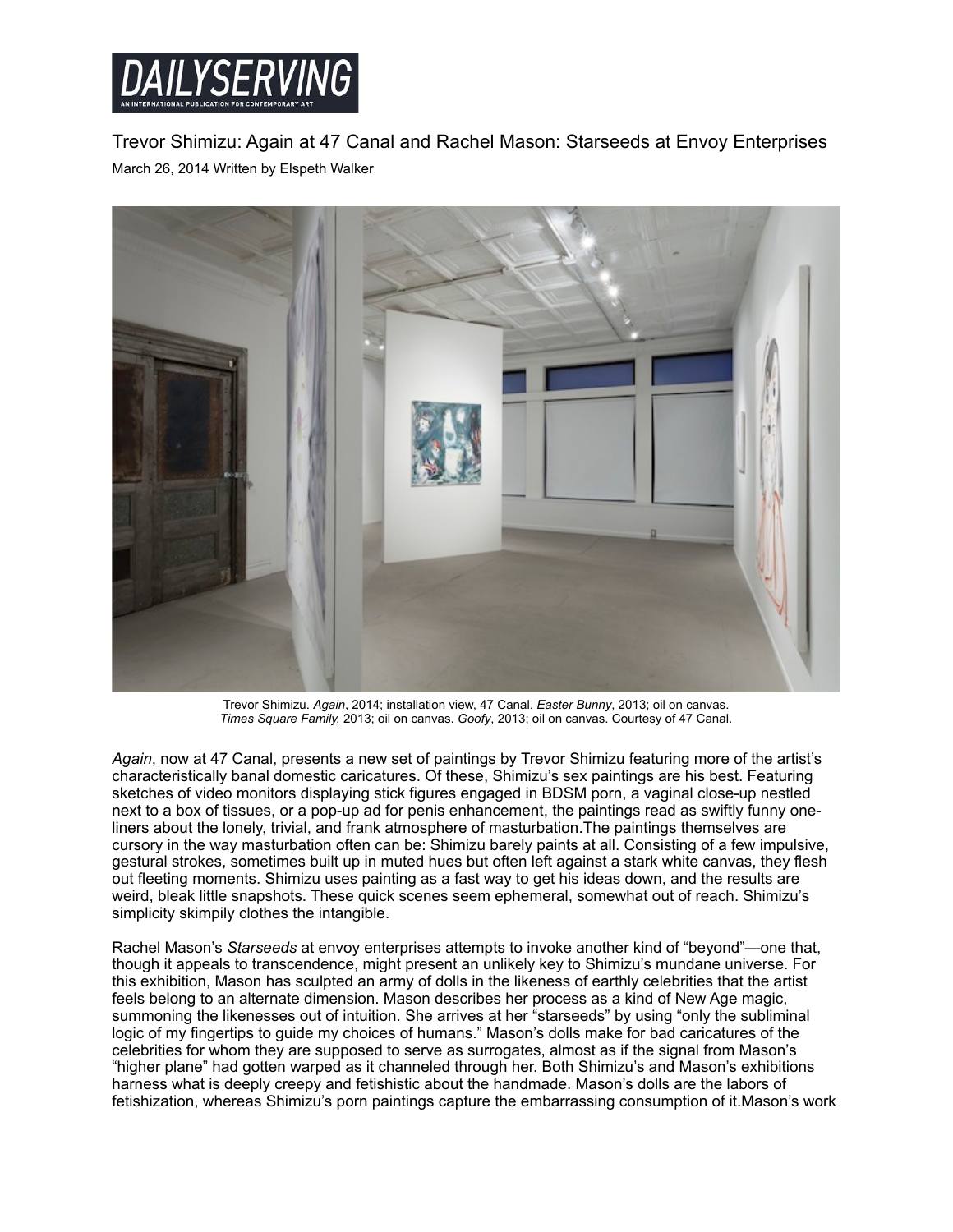DAILYSERVING
AN INTERNATIONAL PUBLICATION FOR CONTEMPORARY ART

# Trevor Shimizu: Again at 47 Canal and Rachel Mason: Starseeds at Envoy Enterprises

March 26, 2014 Written by Elspeth Walker

Trevor Shimizu. *Again*, 2014; installation view, 47 Canal. *Easter Bunny*, 2013; oil on canvas. *Times Square Family,* 2013; oil on canvas. *Goofy*, 2013; oil on canvas. Courtesy of 47 Canal.

*Again*, now at 47 Canal, presents a new set of paintings by Trevor Shimizu featuring more of the artist's characteristically banal domestic caricatures. Of these, Shimizu's sex paintings are his best. Featuring sketches of video monitors displaying stick figures engaged in BDSM porn, a vaginal close-up nestled next to a box of tissues, or a pop-up ad for penis enhancement, the paintings read as swiftly funny one-liners about the lonely, trivial, and frank atmosphere of masturbation.The paintings themselves are cursory in the way masturbation often can be: Shimizu barely paints at all. Consisting of a few impulsive, gestural strokes, sometimes built up in muted hues but often left against a stark white canvas, they flesh out fleeting moments. Shimizu uses painting as a fast way to get his ideas down, and the results are weird, bleak little snapshots. These quick scenes seem ephemeral, somewhat out of reach. Shimizu's simplicity skimpily clothes the intangible.

Rachel Mason's *Starseeds* at envoy enterprises attempts to invoke another kind of "beyond"—one that, though it appeals to transcendence, might present an unlikely key to Shimizu's mundane universe. For this exhibition, Mason has sculpted an army of dolls in the likeness of earthly celebrities that the artist feels belong to an alternate dimension. Mason describes her process as a kind of New Age magic, summoning the likenesses out of intuition. She arrives at her "starseeds" by using "only the subliminal logic of my fingertips to guide my choices of humans." Mason's dolls make for bad caricatures of the celebrities for whom they are supposed to serve as surrogates, almost as if the signal from Mason's "higher plane" had gotten warped as it channeled through her. Both Shimizu's and Mason's exhibitions harness what is deeply creepy and fetishistic about the handmade. Mason's dolls are the labors of fetishization, whereas Shimizu's porn paintings capture the embarrassing consumption of it.Mason's work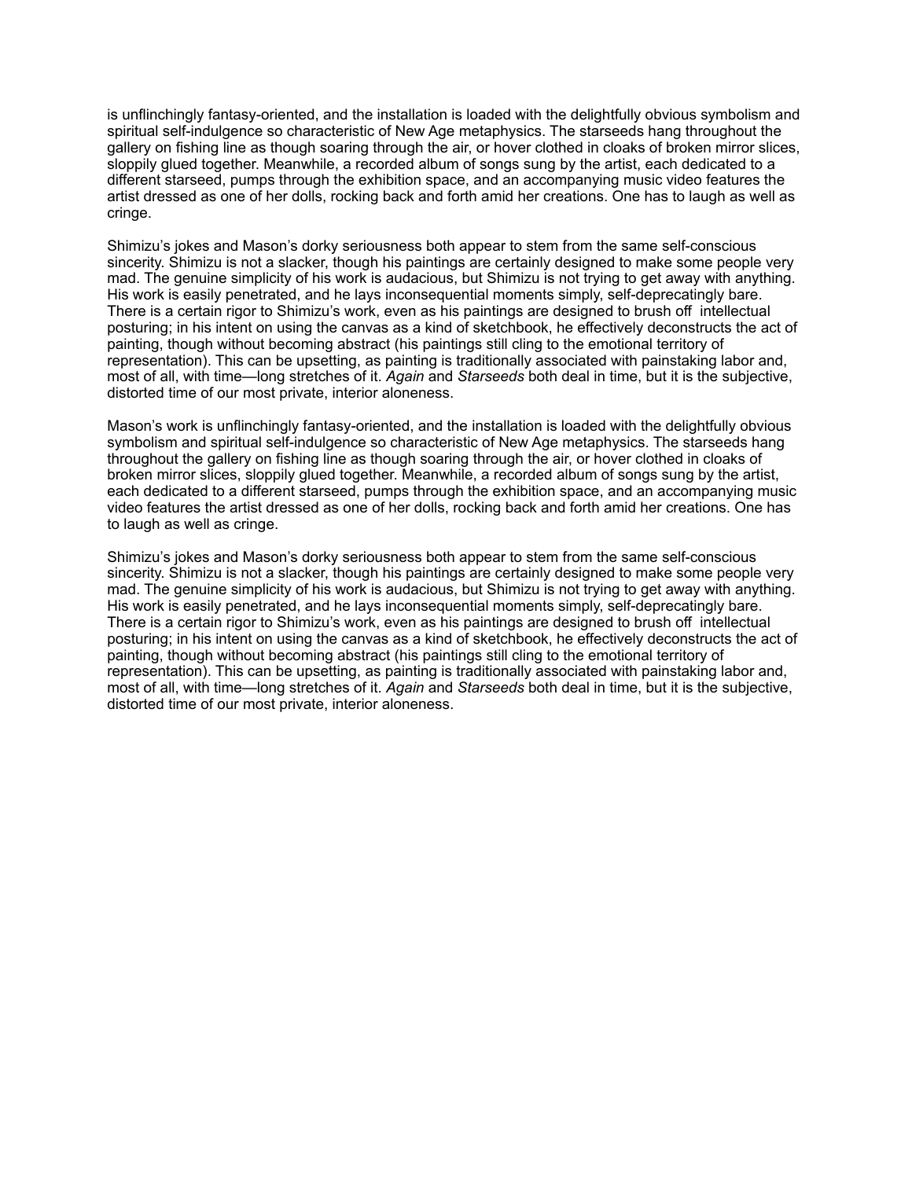is unflinchingly fantasy-oriented, and the installation is loaded with the delightfully obvious symbolism and spiritual self-indulgence so characteristic of New Age metaphysics. The starseeds hang throughout the gallery on fishing line as though soaring through the air, or hover clothed in cloaks of broken mirror slices, sloppily glued together. Meanwhile, a recorded album of songs sung by the artist, each dedicated to a different starseed, pumps through the exhibition space, and an accompanying music video features the artist dressed as one of her dolls, rocking back and forth amid her creations. One has to laugh as well as cringe.

Shimizu's jokes and Mason's dorky seriousness both appear to stem from the same self-conscious sincerity. Shimizu is not a slacker, though his paintings are certainly designed to make some people very mad. The genuine simplicity of his work is audacious, but Shimizu is not trying to get away with anything. His work is easily penetrated, and he lays inconsequential moments simply, self-deprecatingly bare. There is a certain rigor to Shimizu's work, even as his paintings are designed to brush off intellectual posturing; in his intent on using the canvas as a kind of sketchbook, he effectively deconstructs the act of painting, though without becoming abstract (his paintings still cling to the emotional territory of representation). This can be upsetting, as painting is traditionally associated with painstaking labor and, most of all, with time—long stretches of it. *Again* and *Starseeds* both deal in time, but it is the subjective, distorted time of our most private, interior aloneness.

Mason's work is unflinchingly fantasy-oriented, and the installation is loaded with the delightfully obvious symbolism and spiritual self-indulgence so characteristic of New Age metaphysics. The starseeds hang throughout the gallery on fishing line as though soaring through the air, or hover clothed in cloaks of broken mirror slices, sloppily glued together. Meanwhile, a recorded album of songs sung by the artist, each dedicated to a different starseed, pumps through the exhibition space, and an accompanying music video features the artist dressed as one of her dolls, rocking back and forth amid her creations. One has to laugh as well as cringe.

Shimizu's jokes and Mason's dorky seriousness both appear to stem from the same self-conscious sincerity. Shimizu is not a slacker, though his paintings are certainly designed to make some people very mad. The genuine simplicity of his work is audacious, but Shimizu is not trying to get away with anything. His work is easily penetrated, and he lays inconsequential moments simply, self-deprecatingly bare. There is a certain rigor to Shimizu's work, even as his paintings are designed to brush off intellectual posturing; in his intent on using the canvas as a kind of sketchbook, he effectively deconstructs the act of painting, though without becoming abstract (his paintings still cling to the emotional territory of representation). This can be upsetting, as painting is traditionally associated with painstaking labor and, most of all, with time—long stretches of it. *Again* and *Starseeds* both deal in time, but it is the subjective, distorted time of our most private, interior aloneness.